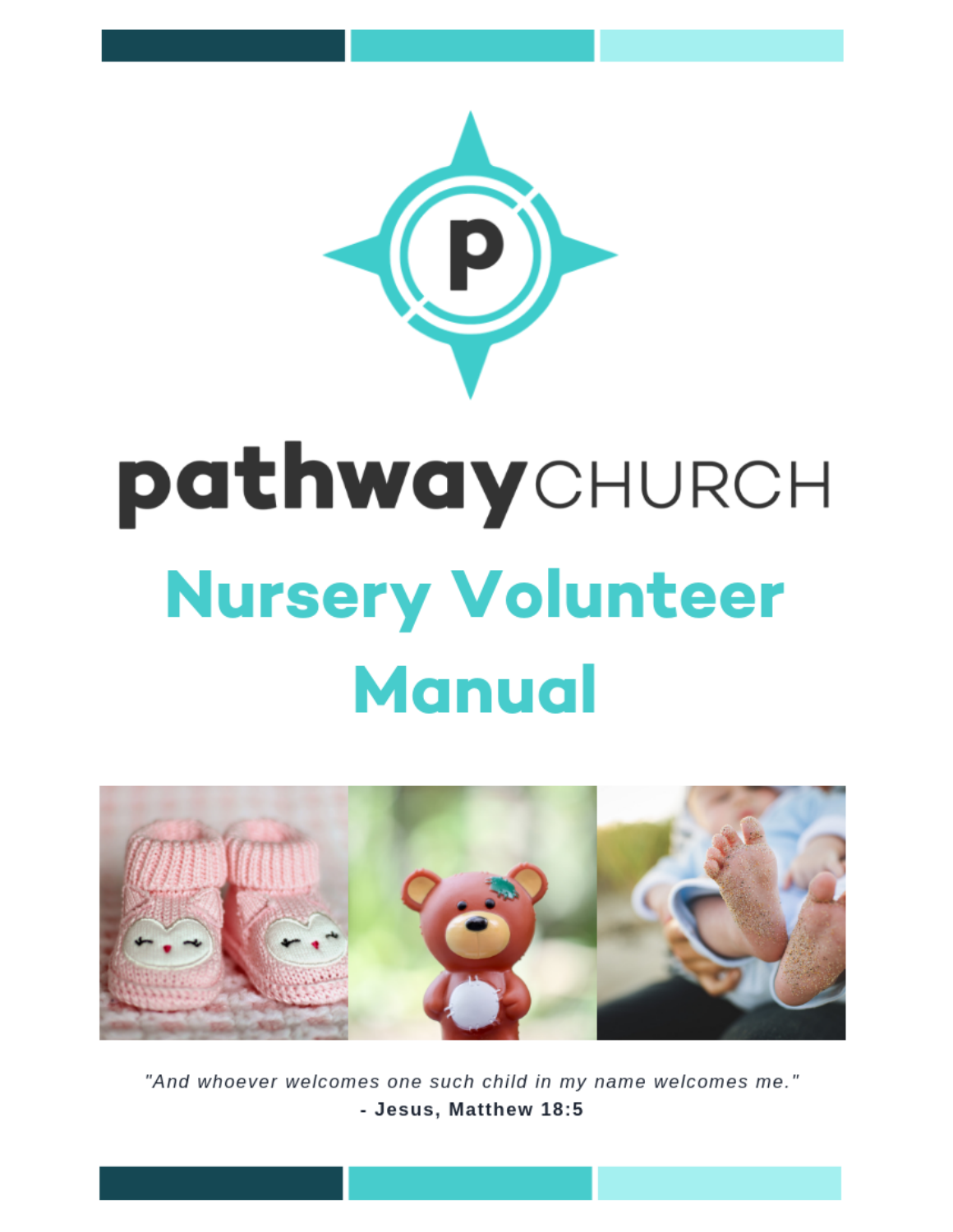# pathwayCHURCH

# Nursery Volunteer Manual

*"And whoever welcomes one such child in my name welcomes me."*

**- Jesus, Matthew 18:5**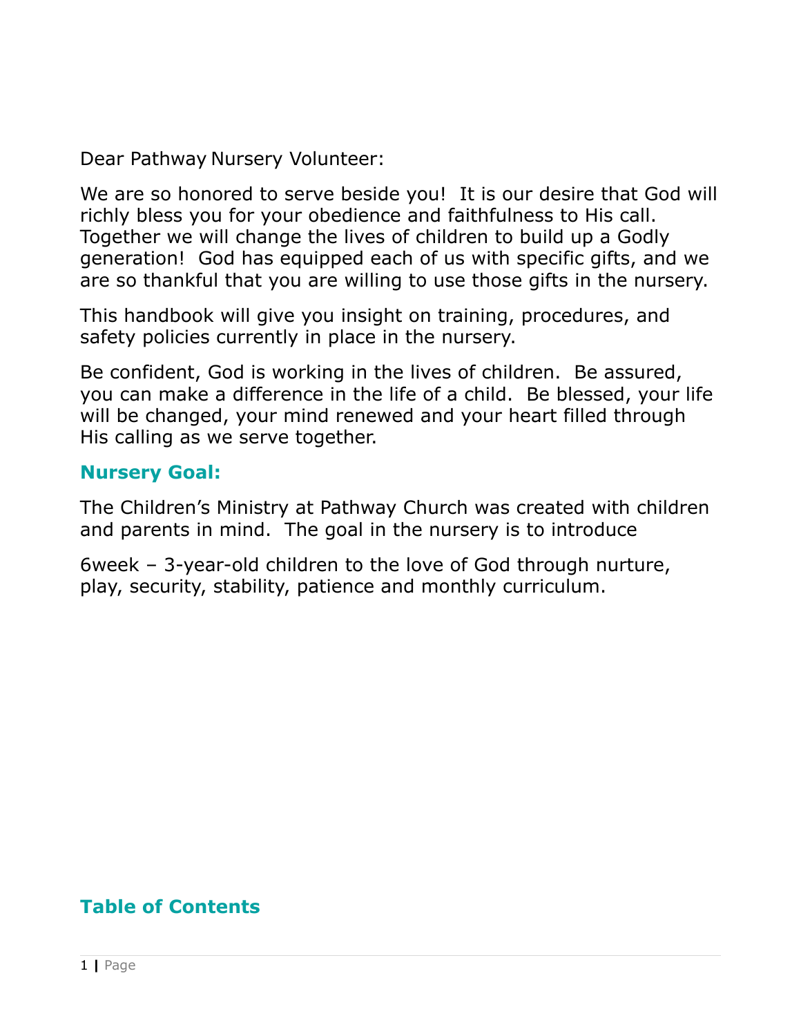Dear Pathway Nursery Volunteer:

We are so honored to serve beside you! It is our desire that God will richly bless you for your obedience and faithfulness to His call. Together we will change the lives of children to build up a Godly generation! God has equipped each of us with specific gifts, and we are so thankful that you are willing to use those gifts in the nursery.

This handbook will give you insight on training, procedures, and safety policies currently in place in the nursery.

Be confident, God is working in the lives of children. Be assured, you can make a difference in the life of a child. Be blessed, your life will be changed, your mind renewed and your heart filled through His calling as we serve together.

## Nursery Goal:

The Children's Ministry at Pathway Church was created with children and parents in mind. The goal in the nursery is to introduce

6week – 3-year-old children to the love of God through nurture, play, security, stability, patience and monthly curriculum.

## Table of Contents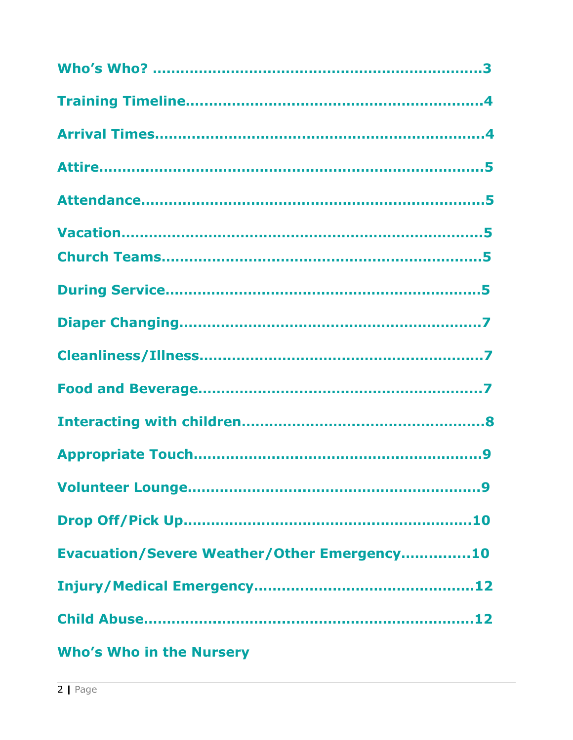**Who's Who? ....................................................................3**

**Training Timeline..............................................................4**

**Arrival Times.....................................................................4**

**Attire..................................................................................5**

**Attendance.........................................................................5**

**Vacation.............................................................................5**

**Church Teams.....................................................................5**

**During Service...................................................................5**

**Diaper Changing................................................................7**

**Cleanliness/Illness............................................................7**

**Food and Beverage............................................................7**

**Interacting with children...................................................8**

**Appropriate Touch.............................................................9**

**Volunteer Lounge...............................................................9**

**Drop Off/Pick Up..............................................................10**

**Evacuation/Severe Weather/Other Emergency..............10**

**Injury/Medical Emergency...............................................12**

**Child Abuse.......................................................................12**

## Who's Who in the Nursery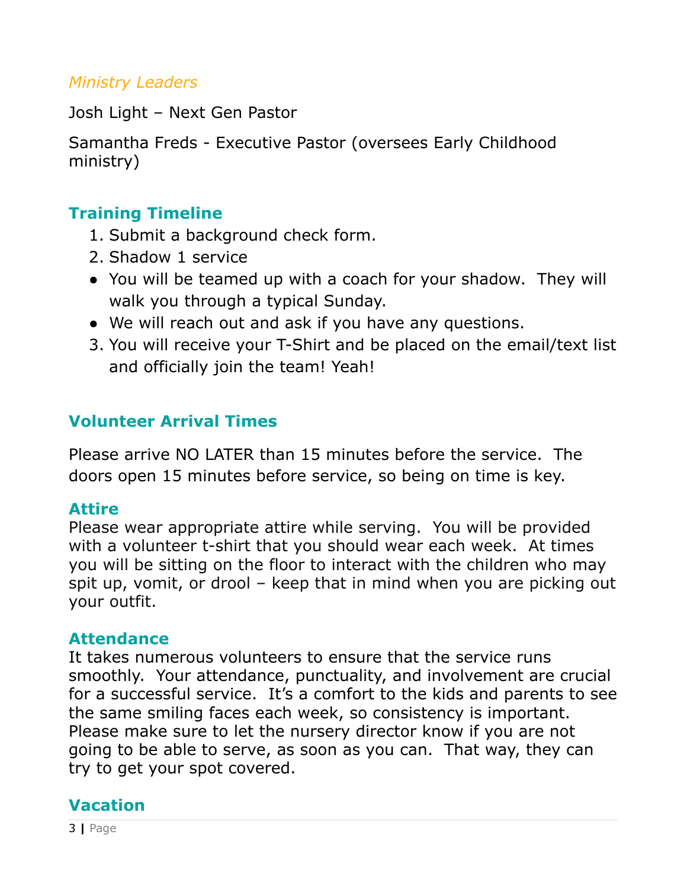*Ministry Leaders*

Josh Light – Next Gen Pastor

Samantha Freds - Executive Pastor (oversees Early Childhood ministry)

## Training Timeline

1. Submit a background check form.
2. Shadow 1 service

- You will be teamed up with a coach for your shadow. They will walk you through a typical Sunday.
- We will reach out and ask if you have any questions.

3. You will receive your T-Shirt and be placed on the email/text list and officially join the team! Yeah!

## Volunteer Arrival Times

Please arrive NO LATER than 15 minutes before the service. The doors open 15 minutes before service, so being on time is key.

### Attire

Please wear appropriate attire while serving. You will be provided with a volunteer t-shirt that you should wear each week. At times you will be sitting on the floor to interact with the children who may spit up, vomit, or drool – keep that in mind when you are picking out your outfit.

### Attendance

It takes numerous volunteers to ensure that the service runs smoothly. Your attendance, punctuality, and involvement are crucial for a successful service. It's a comfort to the kids and parents to see the same smiling faces each week, so consistency is important. Please make sure to let the nursery director know if you are not going to be able to serve, as soon as you can. That way, they can try to get your spot covered.

## Vacation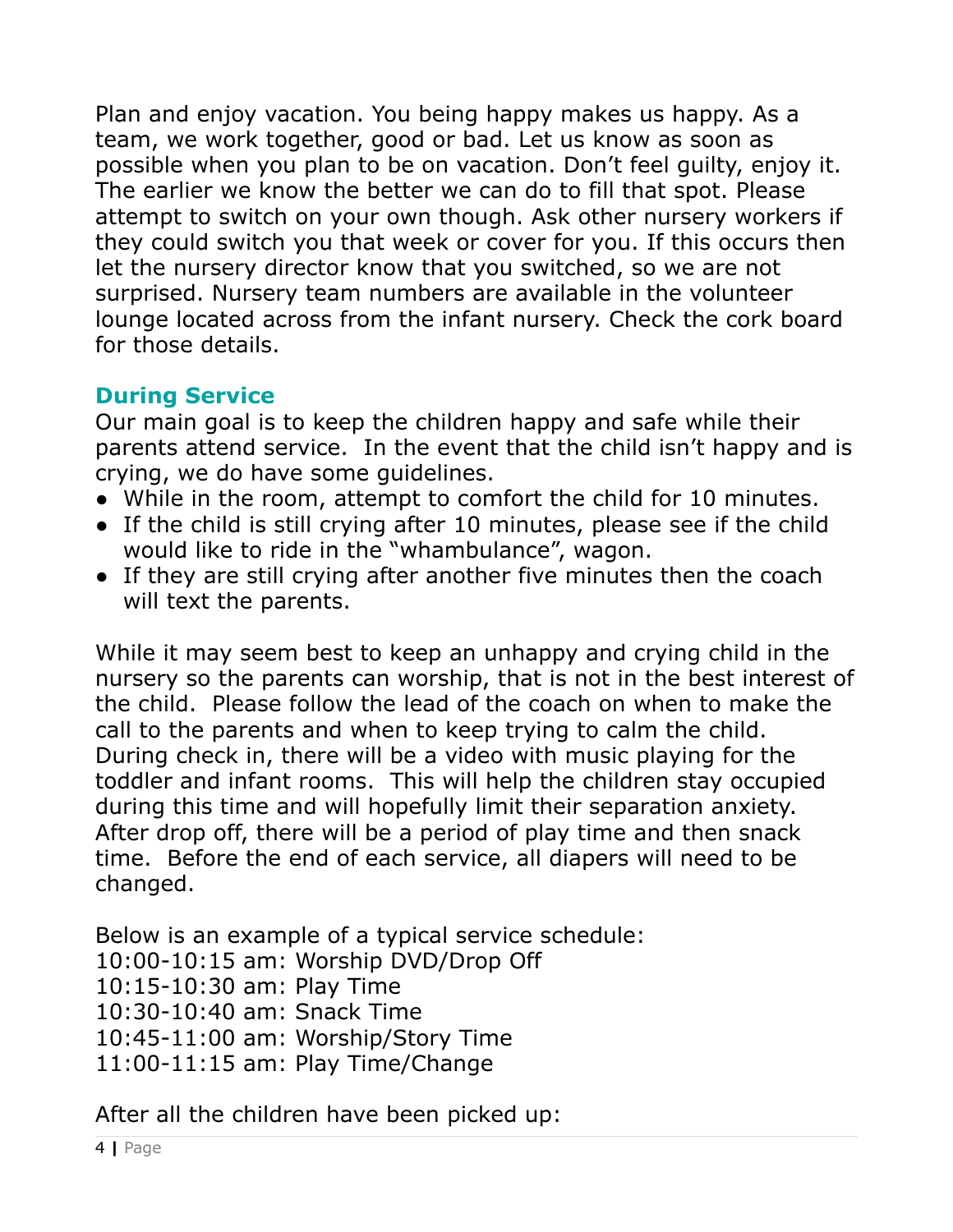Plan and enjoy vacation. You being happy makes us happy. As a team, we work together, good or bad. Let us know as soon as possible when you plan to be on vacation. Don't feel guilty, enjoy it. The earlier we know the better we can do to fill that spot. Please attempt to switch on your own though. Ask other nursery workers if they could switch you that week or cover for you. If this occurs then let the nursery director know that you switched, so we are not surprised. Nursery team numbers are available in the volunteer lounge located across from the infant nursery. Check the cork board for those details.

## During Service

Our main goal is to keep the children happy and safe while their parents attend service. In the event that the child isn't happy and is crying, we do have some guidelines.

- While in the room, attempt to comfort the child for 10 minutes.
- If the child is still crying after 10 minutes, please see if the child would like to ride in the "whambulance", wagon.
- If they are still crying after another five minutes then the coach will text the parents.

While it may seem best to keep an unhappy and crying child in the nursery so the parents can worship, that is not in the best interest of the child. Please follow the lead of the coach on when to make the call to the parents and when to keep trying to calm the child. During check in, there will be a video with music playing for the toddler and infant rooms. This will help the children stay occupied during this time and will hopefully limit their separation anxiety. After drop off, there will be a period of play time and then snack time. Before the end of each service, all diapers will need to be changed.

Below is an example of a typical service schedule:
10:00-10:15 am: Worship DVD/Drop Off
10:15-10:30 am: Play Time
10:30-10:40 am: Snack Time
10:45-11:00 am: Worship/Story Time
11:00-11:15 am: Play Time/Change

After all the children have been picked up: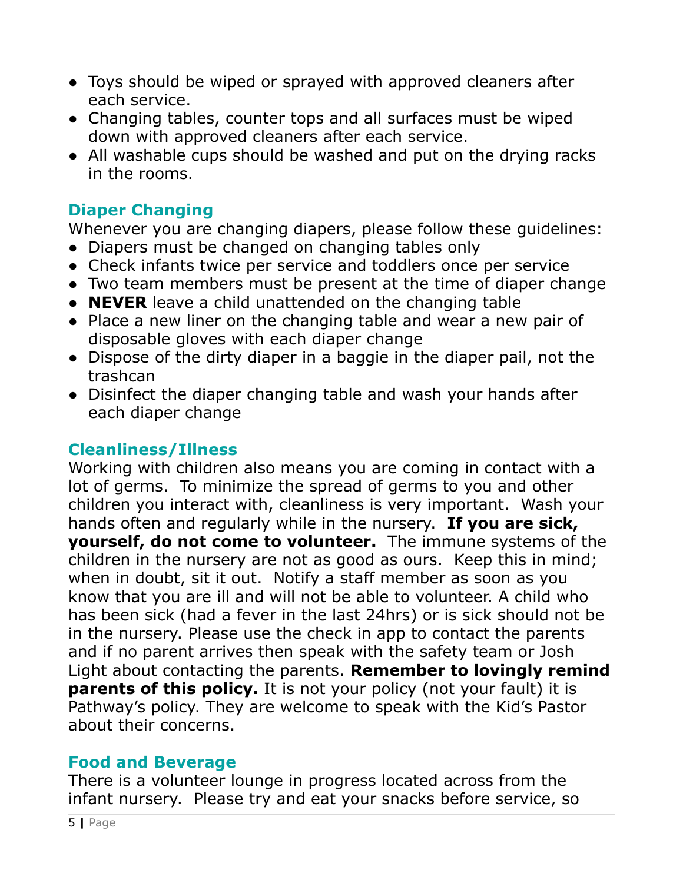- Toys should be wiped or sprayed with approved cleaners after each service.
- Changing tables, counter tops and all surfaces must be wiped down with approved cleaners after each service.
- All washable cups should be washed and put on the drying racks in the rooms.

## Diaper Changing

Whenever you are changing diapers, please follow these guidelines:

- Diapers must be changed on changing tables only
- Check infants twice per service and toddlers once per service
- Two team members must be present at the time of diaper change
- **NEVER** leave a child unattended on the changing table
- Place a new liner on the changing table and wear a new pair of disposable gloves with each diaper change
- Dispose of the dirty diaper in a baggie in the diaper pail, not the trashcan
- Disinfect the diaper changing table and wash your hands after each diaper change

## Cleanliness/Illness

Working with children also means you are coming in contact with a lot of germs. To minimize the spread of germs to you and other children you interact with, cleanliness is very important. Wash your hands often and regularly while in the nursery. **If you are sick, yourself, do not come to volunteer.** The immune systems of the children in the nursery are not as good as ours. Keep this in mind; when in doubt, sit it out. Notify a staff member as soon as you know that you are ill and will not be able to volunteer. A child who has been sick (had a fever in the last 24hrs) or is sick should not be in the nursery. Please use the check in app to contact the parents and if no parent arrives then speak with the safety team or Josh Light about contacting the parents. **Remember to lovingly remind parents of this policy.** It is not your policy (not your fault) it is Pathway's policy. They are welcome to speak with the Kid's Pastor about their concerns.

## Food and Beverage

There is a volunteer lounge in progress located across from the infant nursery. Please try and eat your snacks before service, so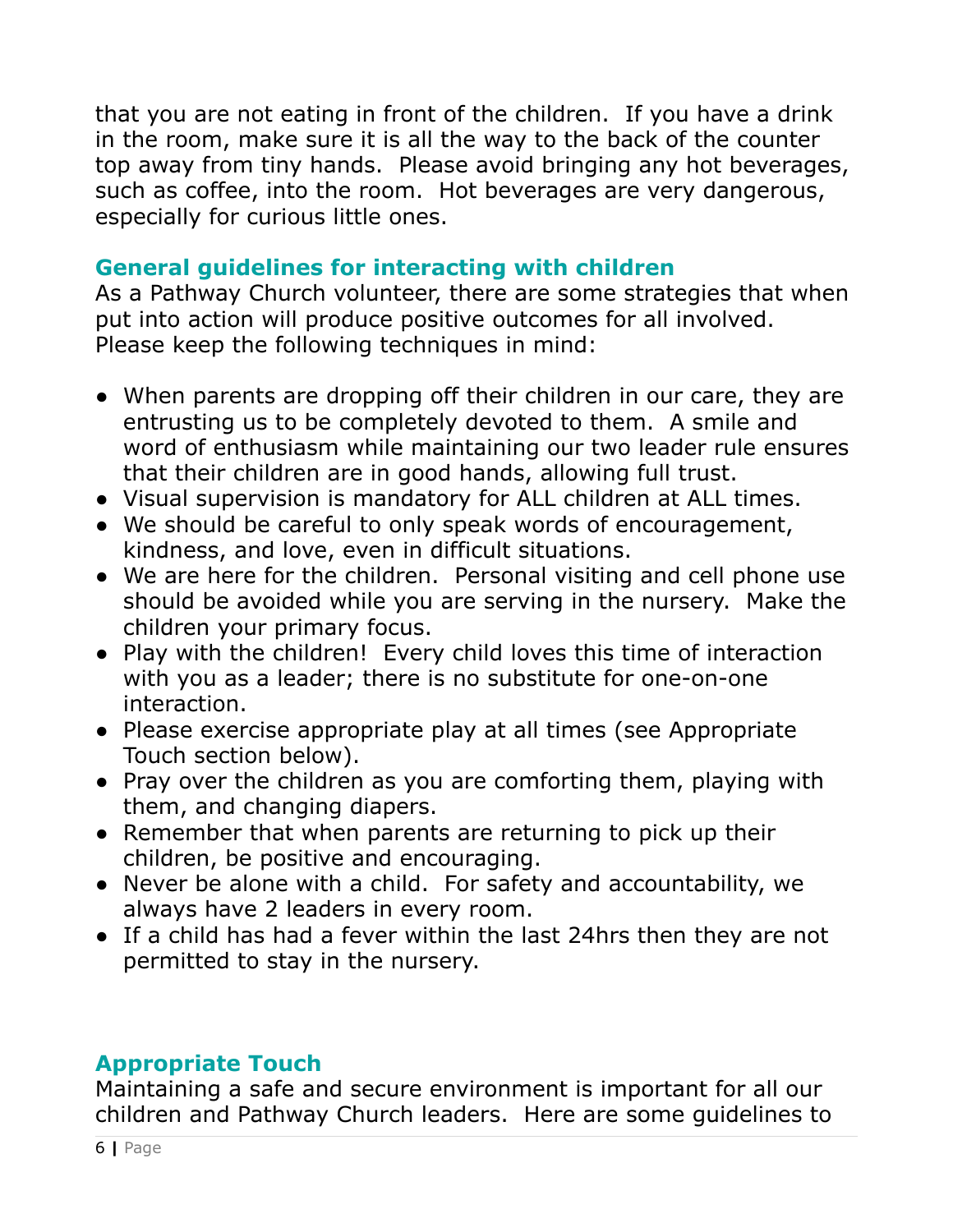that you are not eating in front of the children. If you have a drink in the room, make sure it is all the way to the back of the counter top away from tiny hands. Please avoid bringing any hot beverages, such as coffee, into the room. Hot beverages are very dangerous, especially for curious little ones.

## General guidelines for interacting with children

As a Pathway Church volunteer, there are some strategies that when put into action will produce positive outcomes for all involved. Please keep the following techniques in mind:

- When parents are dropping off their children in our care, they are entrusting us to be completely devoted to them. A smile and word of enthusiasm while maintaining our two leader rule ensures that their children are in good hands, allowing full trust.
- Visual supervision is mandatory for ALL children at ALL times.
- We should be careful to only speak words of encouragement, kindness, and love, even in difficult situations.
- We are here for the children. Personal visiting and cell phone use should be avoided while you are serving in the nursery. Make the children your primary focus.
- Play with the children! Every child loves this time of interaction with you as a leader; there is no substitute for one-on-one interaction.
- Please exercise appropriate play at all times (see Appropriate Touch section below).
- Pray over the children as you are comforting them, playing with them, and changing diapers.
- Remember that when parents are returning to pick up their children, be positive and encouraging.
- Never be alone with a child. For safety and accountability, we always have 2 leaders in every room.
- If a child has had a fever within the last 24hrs then they are not permitted to stay in the nursery.

## Appropriate Touch

Maintaining a safe and secure environment is important for all our children and Pathway Church leaders. Here are some guidelines to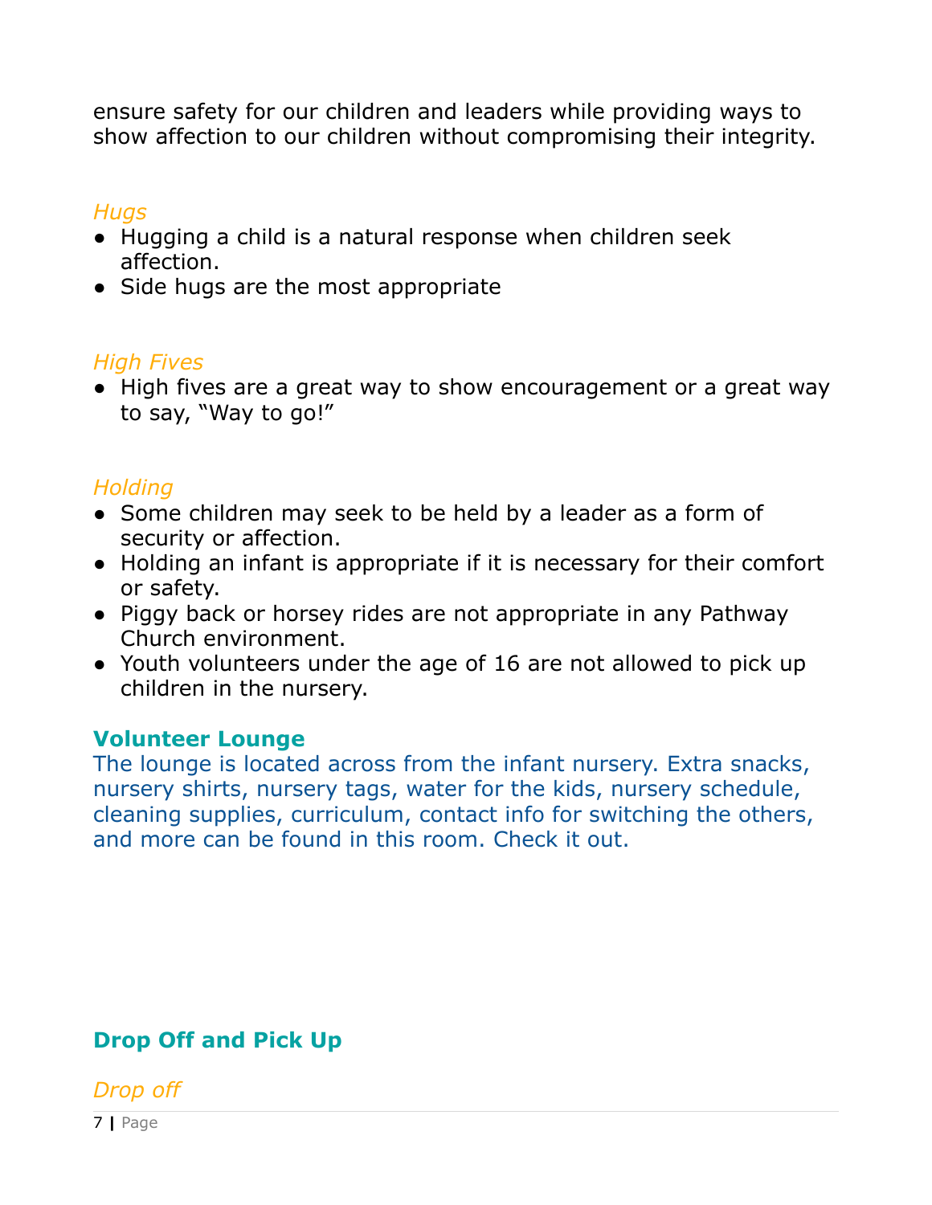ensure safety for our children and leaders while providing ways to show affection to our children without compromising their integrity.

*Hugs*

- Hugging a child is a natural response when children seek affection.
- Side hugs are the most appropriate

*High Fives*

- High fives are a great way to show encouragement or a great way to say, "Way to go!"

*Holding*

- Some children may seek to be held by a leader as a form of security or affection.
- Holding an infant is appropriate if it is necessary for their comfort or safety.
- Piggy back or horsey rides are not appropriate in any Pathway Church environment.
- Youth volunteers under the age of 16 are not allowed to pick up children in the nursery.

## Volunteer Lounge

The lounge is located across from the infant nursery. Extra snacks, nursery shirts, nursery tags, water for the kids, nursery schedule, cleaning supplies, curriculum, contact info for switching the others, and more can be found in this room. Check it out.

## Drop Off and Pick Up

*Drop off*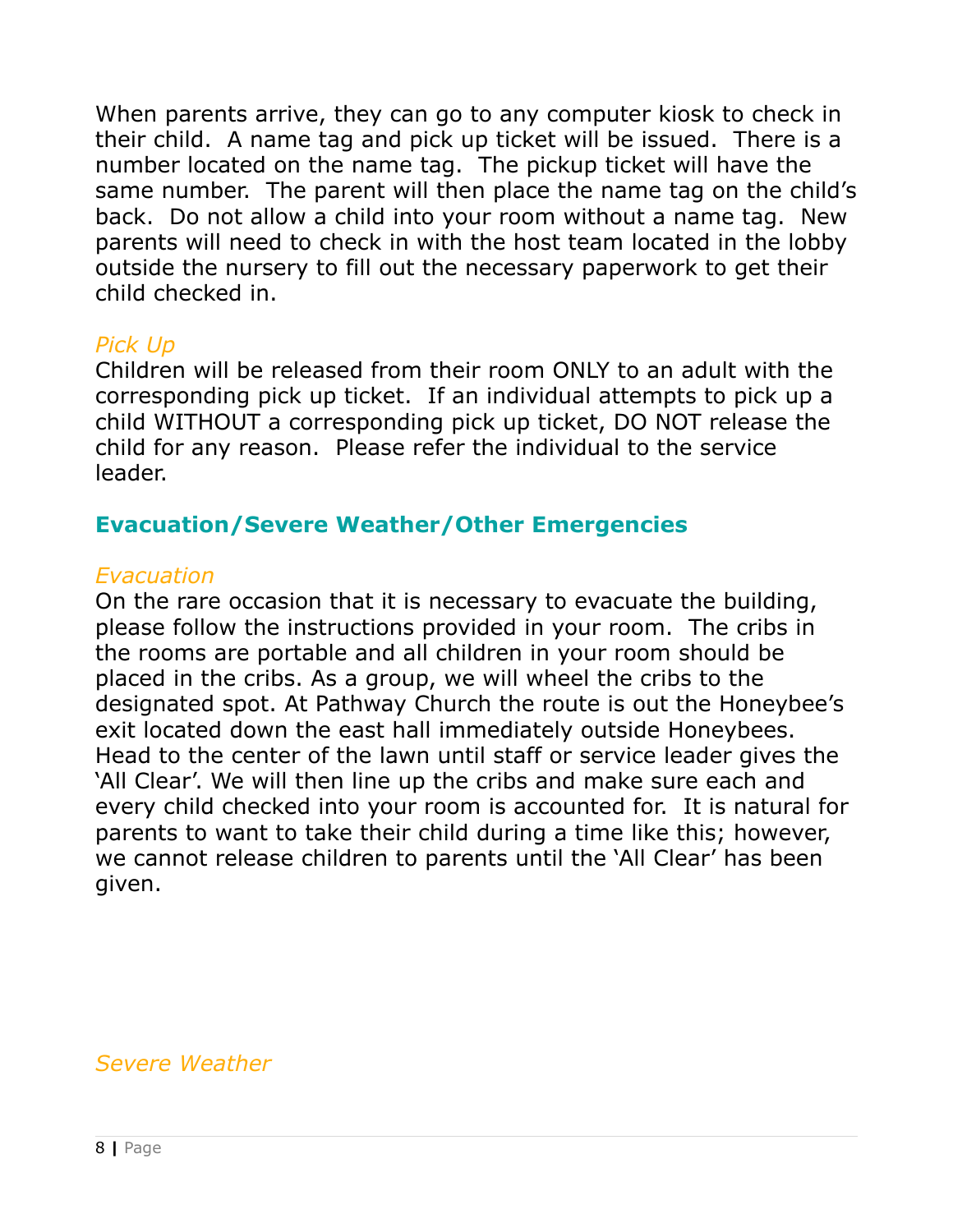When parents arrive, they can go to any computer kiosk to check in their child. A name tag and pick up ticket will be issued. There is a number located on the name tag. The pickup ticket will have the same number. The parent will then place the name tag on the child's back. Do not allow a child into your room without a name tag. New parents will need to check in with the host team located in the lobby outside the nursery to fill out the necessary paperwork to get their child checked in.

### *Pick Up*

Children will be released from their room ONLY to an adult with the corresponding pick up ticket. If an individual attempts to pick up a child WITHOUT a corresponding pick up ticket, DO NOT release the child for any reason. Please refer the individual to the service leader.

## Evacuation/Severe Weather/Other Emergencies

### *Evacuation*

On the rare occasion that it is necessary to evacuate the building, please follow the instructions provided in your room. The cribs in the rooms are portable and all children in your room should be placed in the cribs. As a group, we will wheel the cribs to the designated spot. At Pathway Church the route is out the Honeybee's exit located down the east hall immediately outside Honeybees. Head to the center of the lawn until staff or service leader gives the 'All Clear'. We will then line up the cribs and make sure each and every child checked into your room is accounted for. It is natural for parents to want to take their child during a time like this; however, we cannot release children to parents until the 'All Clear' has been given.

### *Severe Weather*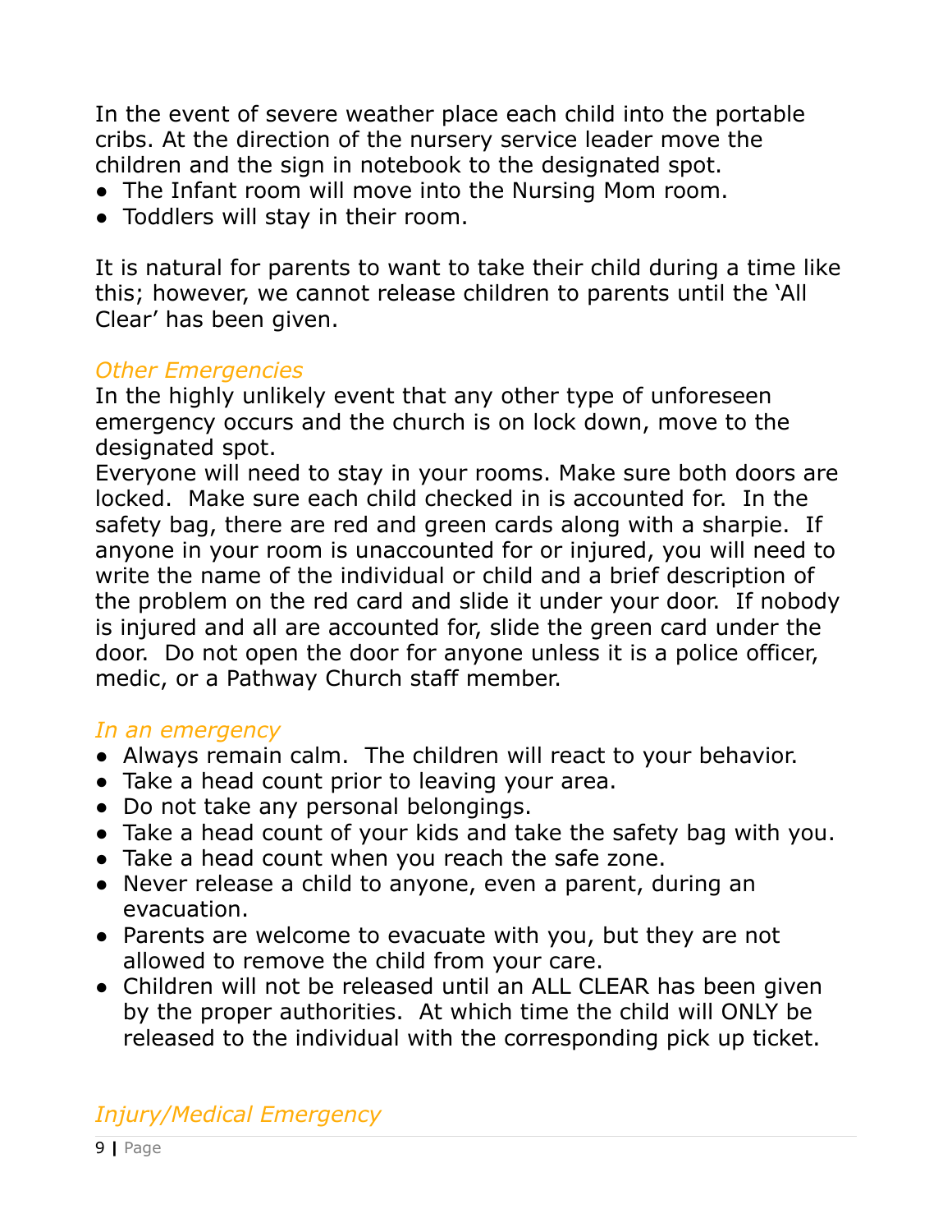In the event of severe weather place each child into the portable cribs. At the direction of the nursery service leader move the children and the sign in notebook to the designated spot.

- The Infant room will move into the Nursing Mom room.
- Toddlers will stay in their room.

It is natural for parents to want to take their child during a time like this; however, we cannot release children to parents until the 'All Clear' has been given.

### *Other Emergencies*

In the highly unlikely event that any other type of unforeseen emergency occurs and the church is on lock down, move to the designated spot.
Everyone will need to stay in your rooms. Make sure both doors are locked. Make sure each child checked in is accounted for. In the safety bag, there are red and green cards along with a sharpie. If anyone in your room is unaccounted for or injured, you will need to write the name of the individual or child and a brief description of the problem on the red card and slide it under your door. If nobody is injured and all are accounted for, slide the green card under the door. Do not open the door for anyone unless it is a police officer, medic, or a Pathway Church staff member.

### *In an emergency*

- Always remain calm. The children will react to your behavior.
- Take a head count prior to leaving your area.
- Do not take any personal belongings.
- Take a head count of your kids and take the safety bag with you.
- Take a head count when you reach the safe zone.
- Never release a child to anyone, even a parent, during an evacuation.
- Parents are welcome to evacuate with you, but they are not allowed to remove the child from your care.
- Children will not be released until an ALL CLEAR has been given by the proper authorities. At which time the child will ONLY be released to the individual with the corresponding pick up ticket.

### *Injury/Medical Emergency*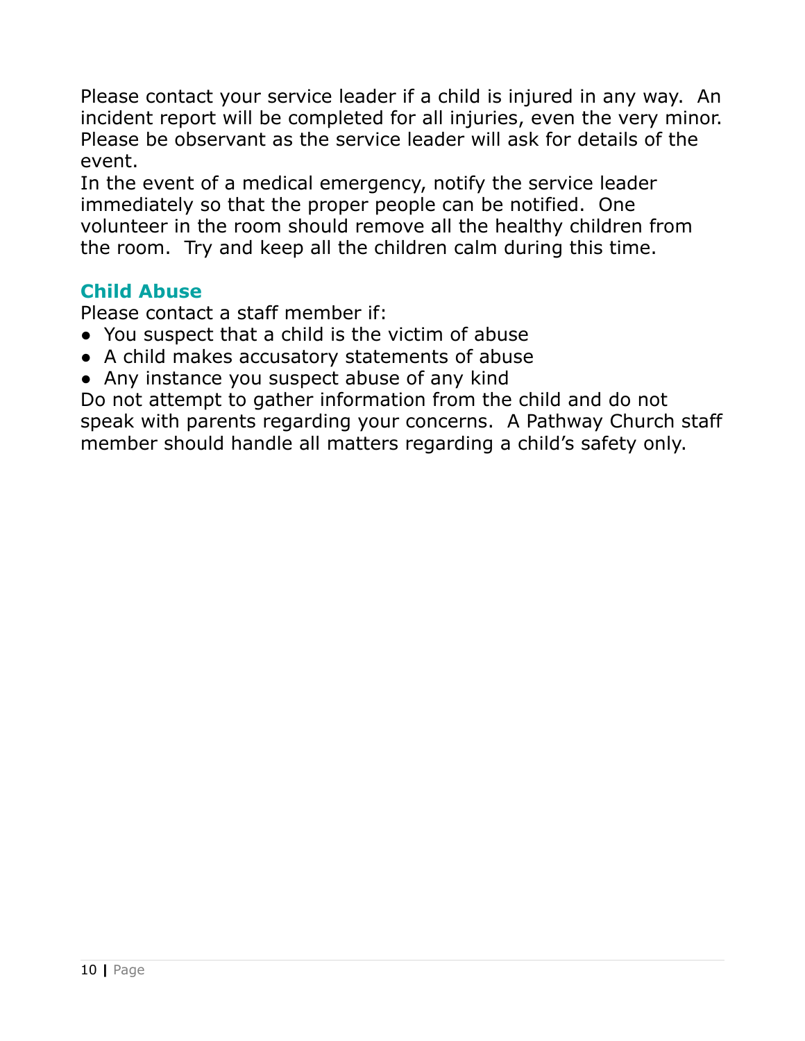Please contact your service leader if a child is injured in any way. An incident report will be completed for all injuries, even the very minor. Please be observant as the service leader will ask for details of the event.

In the event of a medical emergency, notify the service leader immediately so that the proper people can be notified. One volunteer in the room should remove all the healthy children from the room. Try and keep all the children calm during this time.

## Child Abuse

Please contact a staff member if:

- You suspect that a child is the victim of abuse
- A child makes accusatory statements of abuse
- Any instance you suspect abuse of any kind

Do not attempt to gather information from the child and do not speak with parents regarding your concerns. A Pathway Church staff member should handle all matters regarding a child's safety only.